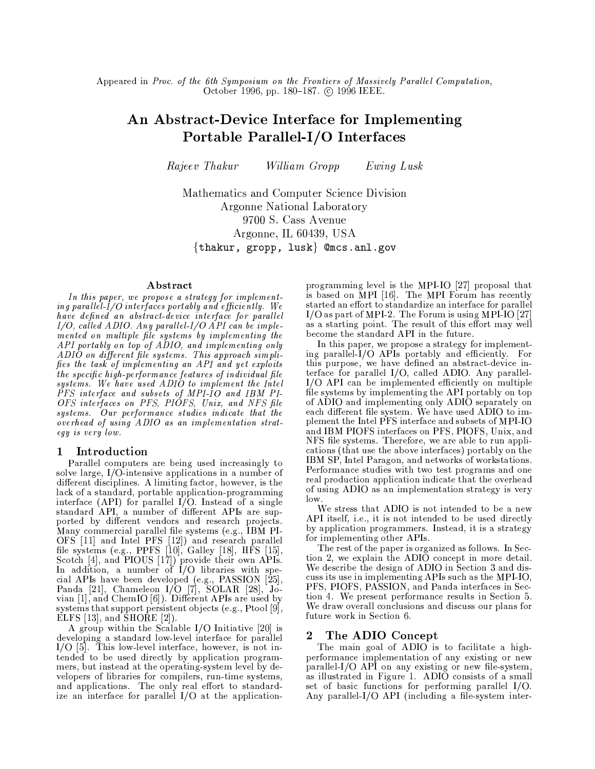Appeared in *Proc. of the 6th Symposium on the Frontiers of Massively Parallel Computation*, October 1996, pp. 180–187. © 1996 IEEE.

# An Abstract-Device Interface for Implementing Portable Parallel-I/O Interfaces

*Rajeev Thakur* *William Gropp* *Ewing Lusk*

Mathematics and Computer Science Division
Argonne National Laboratory
9700 S. Cass Avenue
Argonne, IL 60439, USA
{thakur, gropp, lusk} @mcs.anl.gov

### Abstract

*In this paper, we propose a strategy for implementing parallel-I/O interfaces portably and efficiently. We have defined an abstract-device interface for parallel I/O, called ADIO. Any parallel-I/O API can be implemented on multiple file systems by implementing the API portably on top of ADIO, and implementing only ADIO on different file systems. This approach simplifies the task of implementing an API and yet exploits the specific high-performance features of individual file systems. We have used ADIO to implement the Intel PFS interface and subsets of MPI-IO and IBM PIOFS interfaces on PFS, PIOFS, Unix, and NFS file systems. Our performance studies indicate that the overhead of using ADIO as an implementation strategy is very low.*

## 1 Introduction

Parallel computers are being used increasingly to solve large, I/O-intensive applications in a number of different disciplines. A limiting factor, however, is the lack of a standard, portable application-programming interface (API) for parallel I/O. Instead of a single standard API, a number of different APIs are supported by different vendors and research projects. Many commercial parallel file systems (e.g., IBM PIOFS [11] and Intel PFS [12]) and research parallel file systems (e.g., PPFS [10], Galley [18], HFS [15], Scotch [4], and PIOUS [17]) provide their own APIs. In addition, a number of I/O libraries with special APIs have been developed (e.g., PASSION [25], Panda [21], Chameleon I/O [7], SOLAR [28], Jovian [1], and ChemIO [6]). Different APIs are used by systems that support persistent objects (e.g., Ptool [9], ELFS [13], and SHORE [2]).

A group within the Scalable I/O Initiative [20] is developing a standard low-level interface for parallel I/O [5]. This low-level interface, however, is not intended to be used directly by application programmers, but instead at the operating-system level by developers of libraries for compilers, run-time systems, and applications. The only real effort to standardize an interface for parallel I/O at the application-programming level is the MPI-IO [27] proposal that is based on MPI [16]. The MPI Forum has recently started an effort to standardize an interface for parallel I/O as part of MPI-2. The Forum is using MPI-IO [27] as a starting point. The result of this effort may well become the standard API in the future.

In this paper, we propose a strategy for implementing parallel-I/O APIs portably and efficiently. For this purpose, we have defined an abstract-device interface for parallel I/O, called ADIO. Any parallel-I/O API can be implemented efficiently on multiple file systems by implementing the API portably on top of ADIO and implementing only ADIO separately on each different file system. We have used ADIO to implement the Intel PFS interface and subsets of MPI-IO and IBM PIOFS interfaces on PFS, PIOFS, Unix, and NFS file systems. Therefore, we are able to run applications (that use the above interfaces) portably on the IBM SP, Intel Paragon, and networks of workstations. Performance studies with two test programs and one real production application indicate that the overhead of using ADIO as an implementation strategy is very low.

We stress that ADIO is not intended to be a new API itself, i.e., it is not intended to be used directly by application programmers. Instead, it is a strategy for implementing other APIs.

The rest of the paper is organized as follows. In Section 2, we explain the ADIO concept in more detail. We describe the design of ADIO in Section 3 and discuss its use in implementing APIs such as the MPI-IO, PFS, PIOFS, PASSION, and Panda interfaces in Section 4. We present performance results in Section 5. We draw overall conclusions and discuss our plans for future work in Section 6.

## 2 The ADIO Concept

The main goal of ADIO is to facilitate a high-performance implementation of any existing or new parallel-I/O API on any existing or new file-system, as illustrated in Figure 1. ADIO consists of a small set of basic functions for performing parallel I/O. Any parallel-I/O API (including a file-system inter-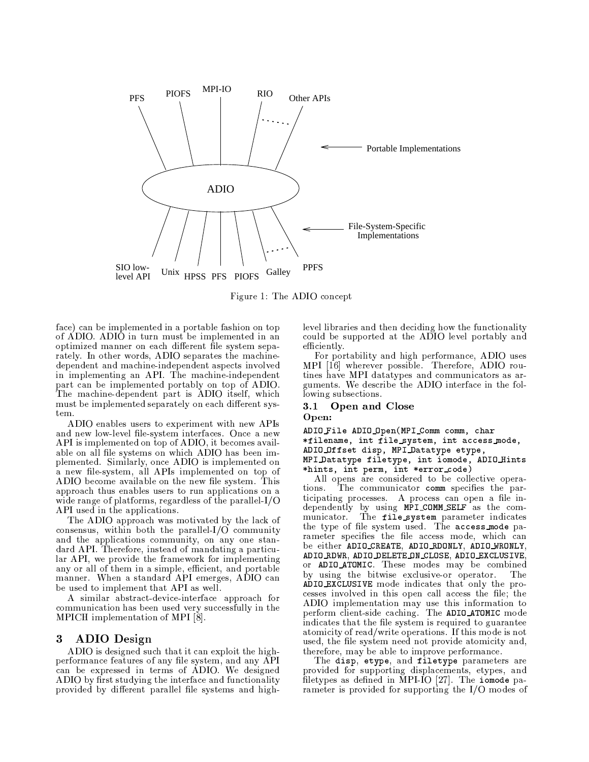Figure 1: The ADIO concept

face) can be implemented in a portable fashion on top of ADIO. ADIO in turn must be implemented in an optimized manner on each different file system separately. In other words, ADIO separates the machine-dependent and machine-independent aspects involved in implementing an API. The machine-independent part can be implemented portably on top of ADIO. The machine-dependent part is ADIO itself, which must be implemented separately on each different system.

ADIO enables users to experiment with new APIs and new low-level file-system interfaces. Once a new API is implemented on top of ADIO, it becomes available on all file systems on which ADIO has been implemented. Similarly, once ADIO is implemented on a new file-system, all APIs implemented on top of ADIO become available on the new file system. This approach thus enables users to run applications on a wide range of platforms, regardless of the parallel-I/O API used in the applications.

The ADIO approach was motivated by the lack of consensus, within both the parallel-I/O community and the applications community, on any one standard API. Therefore, instead of mandating a particular API, we provide the framework for implementing any or all of them in a simple, efficient, and portable manner. When a standard API emerges, ADIO can be used to implement that API as well.

A similar abstract-device-interface approach for communication has been used very successfully in the MPICH implementation of MPI [8].

## 3 ADIO Design

ADIO is designed such that it can exploit the high-performance features of any file system, and any API can be expressed in terms of ADIO. We designed ADIO by first studying the interface and functionality provided by different parallel file systems and high-level libraries and then deciding how the functionality could be supported at the ADIO level portably and efficiently.

For portability and high performance, ADIO uses MPI [16] wherever possible. Therefore, ADIO routines have MPI datatypes and communicators as arguments. We describe the ADIO interface in the following subsections.

### 3.1 Open and Close

**Open:**

```
ADIO_File ADIO_Open(MPI_Comm comm, char
*filename, int file_system, int access_mode,
ADIO_Offset disp, MPI_Datatype etype,
MPI_Datatype filetype, int iomode, ADIO_Hints
*hints, int perm, int *error_code)
```

All opens are considered to be collective operations. The communicator `comm` specifies the participating processes. A process can open a file independently by using `MPI_COMM_SELF` as the communicator. The `file_system` parameter indicates the type of file system used. The `access_mode` parameter specifies the file access mode, which can be either `ADIO_CREATE`, `ADIO_RDONLY`, `ADIO_WRONLY`, `ADIO_RDWR`, `ADIO_DELETE_ON_CLOSE`, `ADIO_EXCLUSIVE`, or `ADIO_ATOMIC`. These modes may be combined by using the bitwise exclusive-or operator. The `ADIO_EXCLUSIVE` mode indicates that only the processes involved in this open call access the file; the ADIO implementation may use this information to perform client-side caching. The `ADIO_ATOMIC` mode indicates that the file system is required to guarantee atomicity of read/write operations. If this mode is not used, the file system need not provide atomicity and, therefore, may be able to improve performance.

The `disp`, `etype`, and `filetype` parameters are provided for supporting displacements, etypes, and filetypes as defined in MPI-IO [27]. The `iomode` parameter is provided for supporting the I/O modes of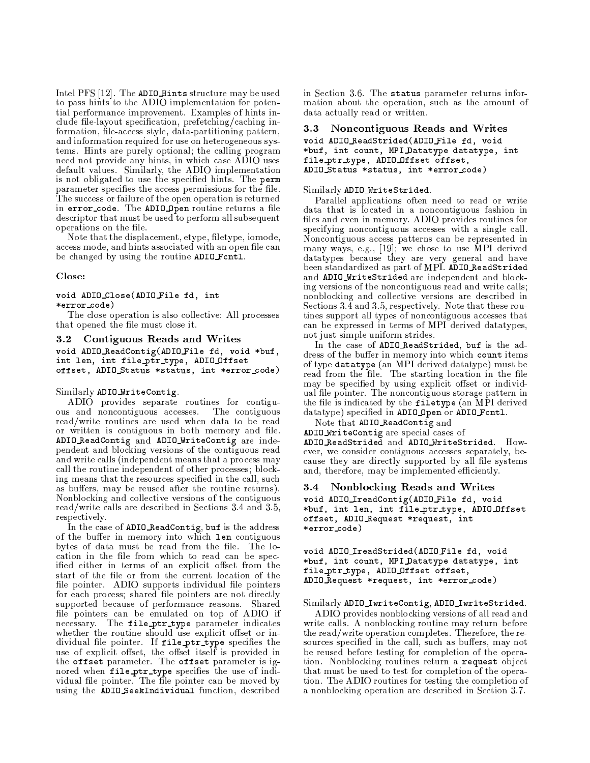Intel PFS [12]. The `ADIO_Hints` structure may be used to pass hints to the ADIO implementation for potential performance improvement. Examples of hints include file-layout specification, prefetching/caching information, file-access style, data-partitioning pattern, and information required for use on heterogeneous systems. Hints are purely optional; the calling program need not provide any hints, in which case ADIO uses default values. Similarly, the ADIO implementation is not obligated to use the specified hints. The `perm` parameter specifies the access permissions for the file. The success or failure of the open operation is returned in `error_code`. The `ADIO_Open` routine returns a file descriptor that must be used to perform all subsequent operations on the file.

Note that the displacement, etype, filetype, iomode, access mode, and hints associated with an open file can be changed by using the routine `ADIO_Fcntl`.

**Close:**

```
void ADIO_Close(ADIO_File fd, int
*error_code)
```

The close operation is also collective: All processes that opened the file must close it.

### 3.2 Contiguous Reads and Writes

```
void ADIO_ReadContig(ADIO_File fd, void *buf,
int len, int file_ptr_type, ADIO_Offset
offset, ADIO_Status *status, int *error_code)
```

Similarly `ADIO_WriteContig`.

ADIO provides separate routines for contiguous and noncontiguous accesses. The contiguous read/write routines are used when data to be read or written is contiguous in both memory and file. `ADIO_ReadContig` and `ADIO_WriteContig` are independent and blocking versions of the contiguous read and write calls (independent means that a process may call the routine independent of other processes; blocking means that the resources specified in the call, such as buffers, may be reused after the routine returns). Nonblocking and collective versions of the contiguous read/write calls are described in Sections 3.4 and 3.5, respectively.

In the case of `ADIO_ReadContig`, `buf` is the address of the buffer in memory into which `len` contiguous bytes of data must be read from the file. The location in the file from which to read can be specified either in terms of an explicit offset from the start of the file or from the current location of the file pointer. ADIO supports individual file pointers for each process; shared file pointers are not directly supported because of performance reasons. Shared file pointers can be emulated on top of ADIO if necessary. The `file_ptr_type` parameter indicates whether the routine should use explicit offset or individual file pointer. If `file_ptr_type` specifies the use of explicit offset, the offset itself is provided in the `offset` parameter. The `offset` parameter is ignored when `file_ptr_type` specifies the use of individual file pointer. The file pointer can be moved by using the `ADIO_SeekIndividual` function, described in Section 3.6. The `status` parameter returns information about the operation, such as the amount of data actually read or written.

### 3.3 Noncontiguous Reads and Writes

```
void ADIO_ReadStrided(ADIO_File fd, void
*buf, int count, MPI_Datatype datatype, int
file_ptr_type, ADIO_Offset offset,
ADIO_Status *status, int *error_code)
```

Similarly `ADIO_WriteStrided`.

Parallel applications often need to read or write data that is located in a noncontiguous fashion in files and even in memory. ADIO provides routines for specifying noncontiguous accesses with a single call. Noncontiguous access patterns can be represented in many ways, e.g., [19]; we chose to use MPI derived datatypes because they are very general and have been standardized as part of MPI. `ADIO_ReadStrided` and `ADIO_WriteStrided` are independent and blocking versions of the noncontiguous read and write calls; nonblocking and collective versions are described in Sections 3.4 and 3.5, respectively. Note that these routines support all types of noncontiguous accesses that can be expressed in terms of MPI derived datatypes, not just simple uniform strides.

In the case of `ADIO_ReadStrided`, `buf` is the address of the buffer in memory into which `count` items of type `datatype` (an MPI derived datatype) must be read from the file. The starting location in the file may be specified by using explicit offset or individual file pointer. The noncontiguous storage pattern in the file is indicated by the `filetype` (an MPI derived datatype) specified in `ADIO_Open` or `ADIO_Fcntl`.

Note that `ADIO_ReadContig` and `ADIO_WriteContig` are special cases of `ADIO_ReadStrided` and `ADIO_WriteStrided`. However, we consider contiguous accesses separately, because they are directly supported by all file systems and, therefore, may be implemented efficiently.

### 3.4 Nonblocking Reads and Writes

```
void ADIO_IreadContig(ADIO_File fd, void
*buf, int len, int file_ptr_type, ADIO_Offset
offset, ADIO_Request *request, int
*error_code)
```

```
void ADIO_IreadStrided(ADIO_File fd, void
*buf, int count, MPI_Datatype datatype, int
file_ptr_type, ADIO_Offset offset,
ADIO_Request *request, int *error_code)
```

Similarly `ADIO_IwriteContig`, `ADIO_IwriteStrided`.

ADIO provides nonblocking versions of all read and write calls. A nonblocking routine may return before the read/write operation completes. Therefore, the resources specified in the call, such as buffers, may not be reused before testing for completion of the operation. Nonblocking routines return a `request` object that must be used to test for completion of the operation. The ADIO routines for testing the completion of a nonblocking operation are described in Section 3.7.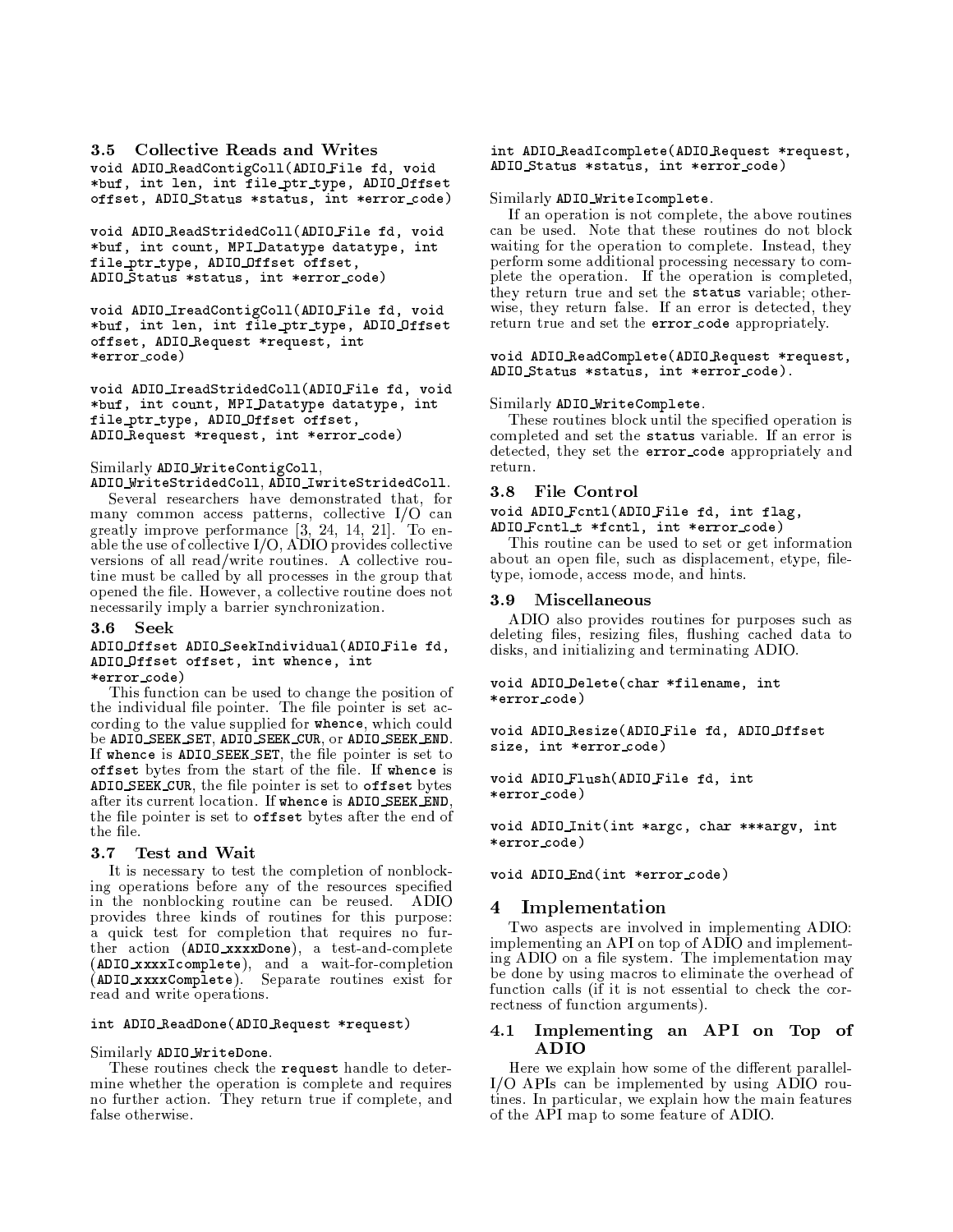### 3.5 Collective Reads and Writes

```
void ADIO_ReadContigColl(ADIO_File fd, void
*buf, int len, int file_ptr_type, ADIO_Offset
offset, ADIO_Status *status, int *error_code)
```

```
void ADIO_ReadStridedColl(ADIO_File fd, void
*buf, int count, MPI_Datatype datatype, int
file_ptr_type, ADIO_Offset offset,
ADIO_Status *status, int *error_code)
```

```
void ADIO_IreadContigColl(ADIO_File fd, void
*buf, int len, int file_ptr_type, ADIO_Offset
offset, ADIO_Request *request, int
*error_code)
```

```
void ADIO_IreadStridedColl(ADIO_File fd, void
*buf, int count, MPI_Datatype datatype, int
file_ptr_type, ADIO_Offset offset,
ADIO_Request *request, int *error_code)
```

Similarly `ADIO_WriteContigColl`, `ADIO_WriteStridedColl`, `ADIO_IwriteStridedColl`.

Several researchers have demonstrated that, for many common access patterns, collective I/O can greatly improve performance [3, 24, 14, 21]. To enable the use of collective I/O, ADIO provides collective versions of all read/write routines. A collective routine must be called by all processes in the group that opened the file. However, a collective routine does not necessarily imply a barrier synchronization.

### 3.6 Seek

```
ADIO_Offset ADIO_SeekIndividual(ADIO_File fd,
ADIO_Offset offset, int whence, int
*error_code)
```

This function can be used to change the position of the individual file pointer. The file pointer is set according to the value supplied for `whence`, which could be `ADIO_SEEK_SET`, `ADIO_SEEK_CUR`, or `ADIO_SEEK_END`. If `whence` is `ADIO_SEEK_SET`, the file pointer is set to `offset` bytes from the start of the file. If `whence` is `ADIO_SEEK_CUR`, the file pointer is set to `offset` bytes after its current location. If `whence` is `ADIO_SEEK_END`, the file pointer is set to `offset` bytes after the end of the file.

### 3.7 Test and Wait

It is necessary to test the completion of nonblocking operations before any of the resources specified in the nonblocking routine can be reused. ADIO provides three kinds of routines for this purpose: a quick test for completion that requires no further action (`ADIO_xxxxDone`), a test-and-complete (`ADIO_xxxxIcomplete`), and a wait-for-completion (`ADIO_xxxxComplete`). Separate routines exist for read and write operations.

```
int ADIO_ReadDone(ADIO_Request *request)
```

Similarly `ADIO_WriteDone`.

These routines check the `request` handle to determine whether the operation is complete and requires no further action. They return true if complete, and false otherwise.

```
int ADIO_ReadIcomplete(ADIO_Request *request,
ADIO_Status *status, int *error_code)
```

Similarly `ADIO_WriteIcomplete`.

If an operation is not complete, the above routines can be used. Note that these routines do not block waiting for the operation to complete. Instead, they perform some additional processing necessary to complete the operation. If the operation is completed, they return true and set the `status` variable; otherwise, they return false. If an error is detected, they return true and set the `error_code` appropriately.

```
void ADIO_ReadComplete(ADIO_Request *request,
ADIO_Status *status, int *error_code).
```

Similarly `ADIO_WriteComplete`.

These routines block until the specified operation is completed and set the `status` variable. If an error is detected, they set the `error_code` appropriately and return.

### 3.8 File Control

```
void ADIO_Fcntl(ADIO_File fd, int flag,
ADIO_Fcntl_t *fcntl, int *error_code)
```

This routine can be used to set or get information about an open file, such as displacement, etype, filetype, iomode, access mode, and hints.

### 3.9 Miscellaneous

ADIO also provides routines for purposes such as deleting files, resizing files, flushing cached data to disks, and initializing and terminating ADIO.

```
void ADIO_Delete(char *filename, int
*error_code)
```

```
void ADIO_Resize(ADIO_File fd, ADIO_Offset
size, int *error_code)
```

```
void ADIO_Flush(ADIO_File fd, int
*error_code)
```

```
void ADIO_Init(int *argc, char ***argv, int
*error_code)
```

```
void ADIO_End(int *error_code)
```

## 4 Implementation

Two aspects are involved in implementing ADIO: implementing an API on top of ADIO and implementing ADIO on a file system. The implementation may be done by using macros to eliminate the overhead of function calls (if it is not essential to check the correctness of function arguments).

### 4.1 Implementing an API on Top of ADIO

Here we explain how some of the different parallel-I/O APIs can be implemented by using ADIO routines. In particular, we explain how the main features of the API map to some feature of ADIO.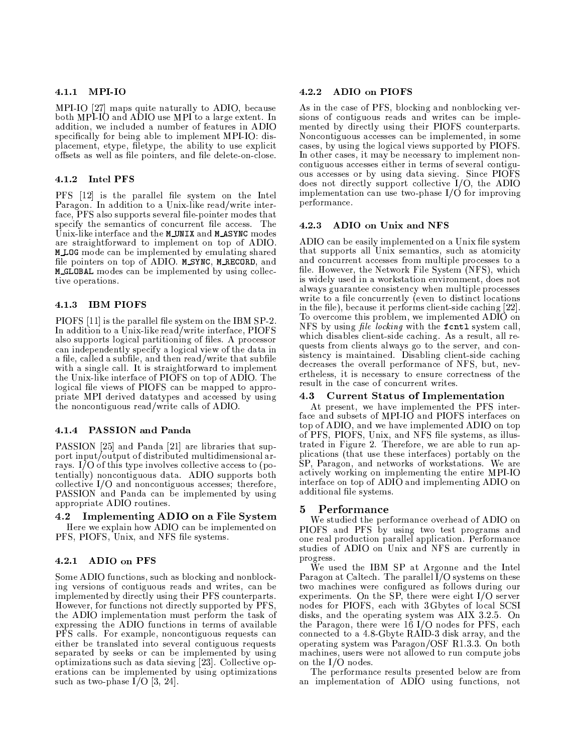#### 4.1.1 MPI-IO

MPI-IO [27] maps quite naturally to ADIO, because both MPI-IO and ADIO use MPI to a large extent. In addition, we included a number of features in ADIO specifically for being able to implement MPI-IO: displacement, etype, filetype, the ability to use explicit offsets as well as file pointers, and file delete-on-close.

#### 4.1.2 Intel PFS

PFS [12] is the parallel file system on the Intel Paragon. In addition to a Unix-like read/write interface, PFS also supports several file-pointer modes that specify the semantics of concurrent file access. The Unix-like interface and the `M_UNIX` and `M_ASYNC` modes are straightforward to implement on top of ADIO. `M_LOG` mode can be implemented by emulating shared file pointers on top of ADIO. `M_SYNC`, `M_RECORD`, and `M_GLOBAL` modes can be implemented by using collective operations.

#### 4.1.3 IBM PIOFS

PIOFS [11] is the parallel file system on the IBM SP-2. In addition to a Unix-like read/write interface, PIOFS also supports logical partitioning of files. A processor can independently specify a logical view of the data in a file, called a subfile, and then read/write that subfile with a single call. It is straightforward to implement the Unix-like interface of PIOFS on top of ADIO. The logical file views of PIOFS can be mapped to appropriate MPI derived datatypes and accessed by using the noncontiguous read/write calls of ADIO.

#### 4.1.4 PASSION and Panda

PASSION [25] and Panda [21] are libraries that support input/output of distributed multidimensional arrays. I/O of this type involves collective access to (potentially) noncontiguous data. ADIO supports both collective I/O and noncontiguous accesses; therefore, PASSION and Panda can be implemented by using appropriate ADIO routines.

### 4.2 Implementing ADIO on a File System

Here we explain how ADIO can be implemented on PFS, PIOFS, Unix, and NFS file systems.

#### 4.2.1 ADIO on PFS

Some ADIO functions, such as blocking and nonblocking versions of contiguous reads and writes, can be implemented by directly using their PFS counterparts. However, for functions not directly supported by PFS, the ADIO implementation must perform the task of expressing the ADIO functions in terms of available PFS calls. For example, noncontiguous requests can either be translated into several contiguous requests separated by seeks or can be implemented by using optimizations such as data sieving [23]. Collective operations can be implemented by using optimizations such as two-phase I/O [3, 24].

#### 4.2.2 ADIO on PIOFS

As in the case of PFS, blocking and nonblocking versions of contiguous reads and writes can be implemented by directly using their PIOFS counterparts. Noncontiguous accesses can be implemented, in some cases, by using the logical views supported by PIOFS. In other cases, it may be necessary to implement noncontiguous accesses either in terms of several contiguous accesses or by using data sieving. Since PIOFS does not directly support collective I/O, the ADIO implementation can use two-phase I/O for improving performance.

#### 4.2.3 ADIO on Unix and NFS

ADIO can be easily implemented on a Unix file system that supports all Unix semantics, such as atomicity and concurrent accesses from multiple processes to a file. However, the Network File System (NFS), which is widely used in a workstation environment, does not always guarantee consistency when multiple processes write to a file concurrently (even to distinct locations in the file), because it performs client-side caching [22]. To overcome this problem, we implemented ADIO on NFS by using *file locking* with the `fcntl` system call, which disables client-side caching. As a result, all requests from clients always go to the server, and consistency is maintained. Disabling client-side caching decreases the overall performance of NFS, but, nevertheless, it is necessary to ensure correctness of the result in the case of concurrent writes.

### 4.3 Current Status of Implementation

At present, we have implemented the PFS interface and subsets of MPI-IO and PIOFS interfaces on top of ADIO, and we have implemented ADIO on top of PFS, PIOFS, Unix, and NFS file systems, as illustrated in Figure 2. Therefore, we are able to run applications (that use these interfaces) portably on the SP, Paragon, and networks of workstations. We are actively working on implementing the entire MPI-IO interface on top of ADIO and implementing ADIO on additional file systems.

## 5 Performance

We studied the performance overhead of ADIO on PIOFS and PFS by using two test programs and one real production parallel application. Performance studies of ADIO on Unix and NFS are currently in progress.

We used the IBM SP at Argonne and the Intel Paragon at Caltech. The parallel I/O systems on these two machines were configured as follows during our experiments. On the SP, there were eight I/O server nodes for PIOFS, each with 3 Gbytes of local SCSI disks, and the operating system was AIX 3.2.5. On the Paragon, there were 16 I/O nodes for PFS, each connected to a 4.8-Gbyte RAID-3 disk array, and the operating system was Paragon/OSF R1.3.3. On both machines, users were not allowed to run compute jobs on the I/O nodes.

The performance results presented below are from an implementation of ADIO using functions, not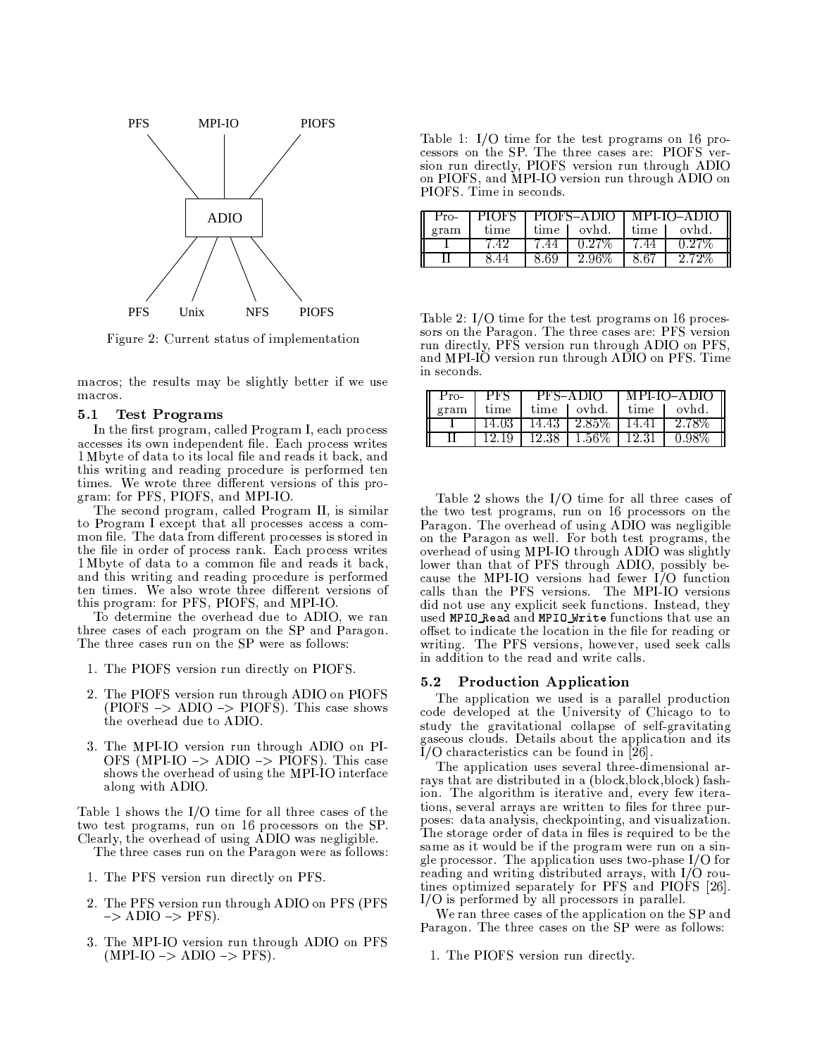PFS MPI-IO PIOFS

ADIO

PFS Unix NFS PIOFS

Figure 2: Current status of implementation

macros; the results may be slightly better if we use macros.

### 5.1 Test Programs

In the first program, called Program I, each process accesses its own independent file. Each process writes 1 Mbyte of data to its local file and reads it back, and this writing and reading procedure is performed ten times. We wrote three different versions of this program: for PFS, PIOFS, and MPI-IO.

The second program, called Program II, is similar to Program I except that all processes access a common file. The data from different processes is stored in the file in order of process rank. Each process writes 1 Mbyte of data to a common file and reads it back, and this writing and reading procedure is performed ten times. We also wrote three different versions of this program: for PFS, PIOFS, and MPI-IO.

To determine the overhead due to ADIO, we ran three cases of each program on the SP and Paragon. The three cases run on the SP were as follows:

1. The PIOFS version run directly on PIOFS.
2. The PIOFS version run through ADIO on PIOFS (PIOFS –> ADIO –> PIOFS). This case shows the overhead due to ADIO.
3. The MPI-IO version run through ADIO on PIOFS (MPI-IO –> ADIO –> PIOFS). This case shows the overhead of using the MPI-IO interface along with ADIO.

Table 1 shows the I/O time for all three cases of the two test programs, run on 16 processors on the SP. Clearly, the overhead of using ADIO was negligible.

The three cases run on the Paragon were as follows:

1. The PFS version run directly on PFS.
2. The PFS version run through ADIO on PFS (PFS –> ADIO –> PFS).
3. The MPI-IO version run through ADIO on PFS (MPI-IO –> ADIO –> PFS).

Table 1: I/O time for the test programs on 16 processors on the SP. The three cases are: PIOFS version run directly, PIOFS version run through ADIO on PIOFS, and MPI-IO version run through ADIO on PIOFS. Time in seconds.

| Program | PIOFS | PIOFS–ADIO | | MPI-IO–ADIO | |
|---|---|---|---|---|---|
| | time | time | ovhd. | time | ovhd. |
| I | 7.42 | 7.44 | 0.27% | 7.44 | 0.27% |
| II | 8.44 | 8.69 | 2.96% | 8.67 | 2.72% |

Table 2: I/O time for the test programs on 16 processors on the Paragon. The three cases are: PFS version run directly, PFS version run through ADIO on PFS, and MPI-IO version run through ADIO on PFS. Time in seconds.

| Program | PFS | PFS–ADIO | | MPI-IO–ADIO | |
|---|---|---|---|---|---|
| | time | time | ovhd. | time | ovhd. |
| I | 14.03 | 14.43 | 2.85% | 14.41 | 2.78% |
| II | 12.19 | 12.38 | 1.56% | 12.31 | 0.98% |

Table 2 shows the I/O time for all three cases of the two test programs, run on 16 processors on the Paragon. The overhead of using ADIO was negligible on the Paragon as well. For both test programs, the overhead of using MPI-IO through ADIO was slightly lower than that of PFS through ADIO, possibly because the MPI-IO versions had fewer I/O function calls than the PFS versions. The MPI-IO versions did not use any explicit seek functions. Instead, they used `MPIO_Read` and `MPIO_Write` functions that use an offset to indicate the location in the file for reading or writing. The PFS versions, however, used seek calls in addition to the read and write calls.

### 5.2 Production Application

The application we used is a parallel production code developed at the University of Chicago to to study the gravitational collapse of self-gravitating gaseous clouds. Details about the application and its I/O characteristics can be found in [26].

The application uses several three-dimensional arrays that are distributed in a (block,block,block) fashion. The algorithm is iterative and, every few iterations, several arrays are written to files for three purposes: data analysis, checkpointing, and visualization. The storage order of data in files is required to be the same as it would be if the program were run on a single processor. The application uses two-phase I/O for reading and writing distributed arrays, with I/O routines optimized separately for PFS and PIOFS [26]. I/O is performed by all processors in parallel.

We ran three cases of the application on the SP and Paragon. The three cases on the SP were as follows:

1. The PIOFS version run directly.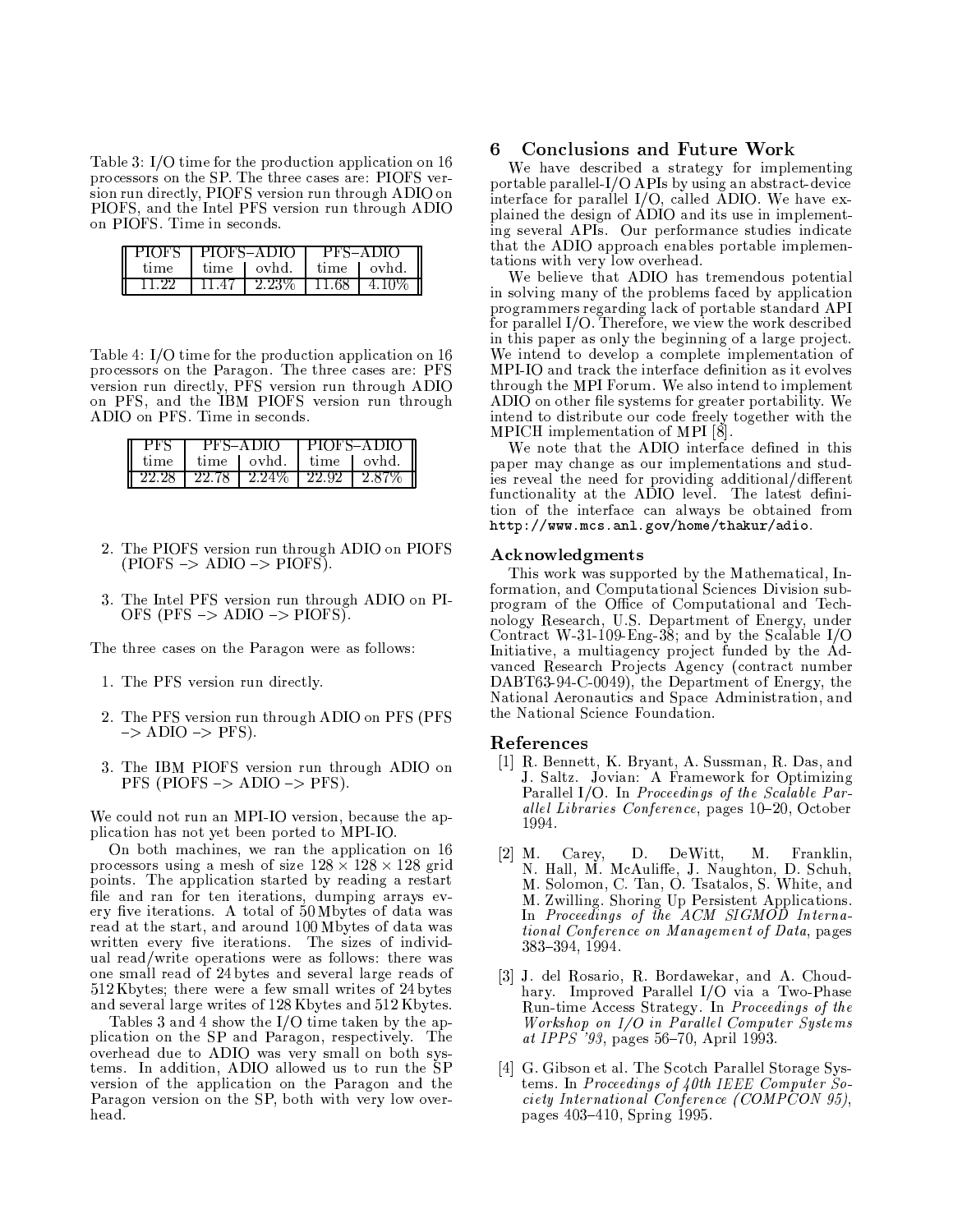Table 3: I/O time for the production application on 16 processors on the SP. The three cases are: PIOFS version run directly, PIOFS version run through ADIO on PIOFS, and the Intel PFS version run through ADIO on PIOFS. Time in seconds.

| PIOFS | PIOFS–ADIO | | PFS–ADIO | |
|---|---|---|---|---|
| time | time | ovhd. | time | ovhd. |
| 11.22 | 11.47 | 2.23% | 11.68 | 4.10% |

Table 4: I/O time for the production application on 16 processors on the Paragon. The three cases are: PFS version run directly, PFS version run through ADIO on PFS, and the IBM PIOFS version run through ADIO on PFS. Time in seconds.

| PFS | PFS–ADIO | | PIOFS–ADIO | |
|---|---|---|---|---|
| time | time | ovhd. | time | ovhd. |
| 22.28 | 22.78 | 2.24% | 22.92 | 2.87% |

2. The PIOFS version run through ADIO on PIOFS (PIOFS –> ADIO –> PIOFS).

3. The Intel PFS version run through ADIO on PIOFS (PFS –> ADIO –> PIOFS).

The three cases on the Paragon were as follows:

1. The PFS version run directly.

2. The PFS version run through ADIO on PFS (PFS –> ADIO –> PFS).

3. The IBM PIOFS version run through ADIO on PFS (PIOFS –> ADIO –> PFS).

We could not run an MPI-IO version, because the application has not yet been ported to MPI-IO.

On both machines, we ran the application on 16 processors using a mesh of size $128 \times 128 \times 128$ grid points. The application started by reading a restart file and ran for ten iterations, dumping arrays every five iterations. A total of 50 Mbytes of data was read at the start, and around 100 Mbytes of data was written every five iterations. The sizes of individual read/write operations were as follows: there was one small read of 24 bytes and several large reads of 512 Kbytes; there were a few small writes of 24 bytes and several large writes of 128 Kbytes and 512 Kbytes.

Tables 3 and 4 show the I/O time taken by the application on the SP and Paragon, respectively. The overhead due to ADIO was very small on both systems. In addition, ADIO allowed us to run the SP version of the application on the Paragon and the Paragon version on the SP, both with very low overhead.

## 6 Conclusions and Future Work

We have described a strategy for implementing portable parallel-I/O APIs by using an abstract-device interface for parallel I/O, called ADIO. We have explained the design of ADIO and its use in implementing several APIs. Our performance studies indicate that the ADIO approach enables portable implementations with very low overhead.

We believe that ADIO has tremendous potential in solving many of the problems faced by application programmers regarding lack of portable standard API for parallel I/O. Therefore, we view the work described in this paper as only the beginning of a large project. We intend to develop a complete implementation of MPI-IO and track the interface definition as it evolves through the MPI Forum. We also intend to implement ADIO on other file systems for greater portability. We intend to distribute our code freely together with the MPICH implementation of MPI [8].

We note that the ADIO interface defined in this paper may change as our implementations and studies reveal the need for providing additional/different functionality at the ADIO level. The latest definition of the interface can always be obtained from `http://www.mcs.anl.gov/home/thakur/adio`.

### Acknowledgments

This work was supported by the Mathematical, Information, and Computational Sciences Division subprogram of the Office of Computational and Technology Research, U.S. Department of Energy, under Contract W-31-109-Eng-38; and by the Scalable I/O Initiative, a multiagency project funded by the Advanced Research Projects Agency (contract number DABT63-94-C-0049), the Department of Energy, the National Aeronautics and Space Administration, and the National Science Foundation.

## References

[1] R. Bennett, K. Bryant, A. Sussman, R. Das, and J. Saltz. Jovian: A Framework for Optimizing Parallel I/O. In *Proceedings of the Scalable Parallel Libraries Conference*, pages 10–20, October 1994.

[2] M. Carey, D. DeWitt, M. Franklin, N. Hall, M. McAuliffe, J. Naughton, D. Schuh, M. Solomon, C. Tan, O. Tsatalos, S. White, and M. Zwilling. Shoring Up Persistent Applications. In *Proceedings of the ACM SIGMOD International Conference on Management of Data*, pages 383–394, 1994.

[3] J. del Rosario, R. Bordawekar, and A. Choudhary. Improved Parallel I/O via a Two-Phase Run-time Access Strategy. In *Proceedings of the Workshop on I/O in Parallel Computer Systems at IPPS '93*, pages 56–70, April 1993.

[4] G. Gibson et al. The Scotch Parallel Storage Systems. In *Proceedings of 40th IEEE Computer Society International Conference (COMPCON 95)*, pages 403–410, Spring 1995.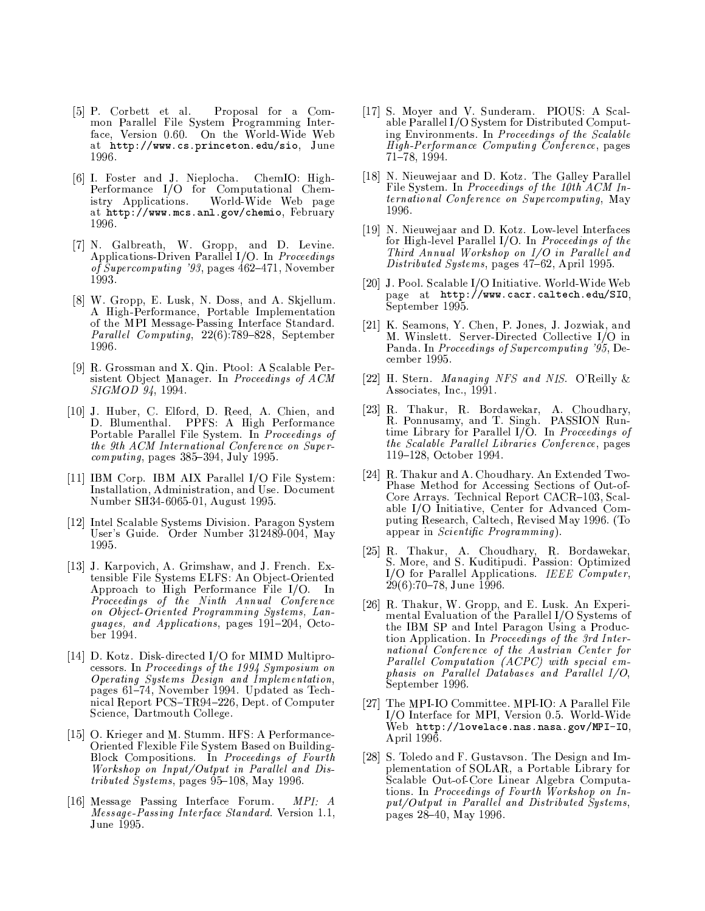[5] P. Corbett et al. Proposal for a Common Parallel File System Programming Interface, Version 0.60. On the World-Wide Web at `http://www.cs.princeton.edu/sio`, June 1996.

[6] I. Foster and J. Nieplocha. ChemIO: High-Performance I/O for Computational Chemistry Applications. World-Wide Web page at `http://www.mcs.anl.gov/chemio`, February 1996.

[7] N. Galbreath, W. Gropp, and D. Levine. Applications-Driven Parallel I/O. In *Proceedings of Supercomputing '93*, pages 462–471, November 1993.

[8] W. Gropp, E. Lusk, N. Doss, and A. Skjellum. A High-Performance, Portable Implementation of the MPI Message-Passing Interface Standard. *Parallel Computing*, 22(6):789–828, September 1996.

[9] R. Grossman and X. Qin. Ptool: A Scalable Persistent Object Manager. In *Proceedings of ACM SIGMOD 94*, 1994.

[10] J. Huber, C. Elford, D. Reed, A. Chien, and D. Blumenthal. PPFS: A High Performance Portable Parallel File System. In *Proceedings of the 9th ACM International Conference on Supercomputing*, pages 385–394, July 1995.

[11] IBM Corp. IBM AIX Parallel I/O File System: Installation, Administration, and Use. Document Number SH34-6065-01, August 1995.

[12] Intel Scalable Systems Division. Paragon System User's Guide. Order Number 312489-004, May 1995.

[13] J. Karpovich, A. Grimshaw, and J. French. Extensible File Systems ELFS: An Object-Oriented Approach to High Performance File I/O. In *Proceedings of the Ninth Annual Conference on Object-Oriented Programming Systems, Languages, and Applications*, pages 191–204, October 1994.

[14] D. Kotz. Disk-directed I/O for MIMD Multiprocessors. In *Proceedings of the 1994 Symposium on Operating Systems Design and Implementation*, pages 61–74, November 1994. Updated as Technical Report PCS–TR94–226, Dept. of Computer Science, Dartmouth College.

[15] O. Krieger and M. Stumm. HFS: A Performance-Oriented Flexible File System Based on Building-Block Compositions. In *Proceedings of Fourth Workshop on Input/Output in Parallel and Distributed Systems*, pages 95–108, May 1996.

[16] Message Passing Interface Forum. *MPI: A Message-Passing Interface Standard*. Version 1.1, June 1995.

[17] S. Moyer and V. Sunderam. PIOUS: A Scalable Parallel I/O System for Distributed Computing Environments. In *Proceedings of the Scalable High-Performance Computing Conference*, pages 71–78, 1994.

[18] N. Nieuwejaar and D. Kotz. The Galley Parallel File System. In *Proceedings of the 10th ACM International Conference on Supercomputing*, May 1996.

[19] N. Nieuwejaar and D. Kotz. Low-level Interfaces for High-level Parallel I/O. In *Proceedings of the Third Annual Workshop on I/O in Parallel and Distributed Systems*, pages 47–62, April 1995.

[20] J. Pool. Scalable I/O Initiative. World-Wide Web page at `http://www.cacr.caltech.edu/SIO`, September 1995.

[21] K. Seamons, Y. Chen, P. Jones, J. Jozwiak, and M. Winslett. Server-Directed Collective I/O in Panda. In *Proceedings of Supercomputing '95*, December 1995.

[22] H. Stern. *Managing NFS and NIS*. O'Reilly & Associates, Inc., 1991.

[23] R. Thakur, R. Bordawekar, A. Choudhary, R. Ponnusamy, and T. Singh. PASSION Runtime Library for Parallel I/O. In *Proceedings of the Scalable Parallel Libraries Conference*, pages 119–128, October 1994.

[24] R. Thakur and A. Choudhary. An Extended Two-Phase Method for Accessing Sections of Out-of-Core Arrays. Technical Report CACR–103, Scalable I/O Initiative, Center for Advanced Computing Research, Caltech, Revised May 1996. (To appear in *Scientific Programming*).

[25] R. Thakur, A. Choudhary, R. Bordawekar, S. More, and S. Kuditipudi. Passion: Optimized I/O for Parallel Applications. *IEEE Computer*, 29(6):70–78, June 1996.

[26] R. Thakur, W. Gropp, and E. Lusk. An Experimental Evaluation of the Parallel I/O Systems of the IBM SP and Intel Paragon Using a Production Application. In *Proceedings of the 3rd International Conference of the Austrian Center for Parallel Computation (ACPC) with special emphasis on Parallel Databases and Parallel I/O*, September 1996.

[27] The MPI-IO Committee. MPI-IO: A Parallel File I/O Interface for MPI, Version 0.5. World-Wide Web `http://lovelace.nas.nasa.gov/MPI-IO`, April 1996.

[28] S. Toledo and F. Gustavson. The Design and Implementation of SOLAR, a Portable Library for Scalable Out-of-Core Linear Algebra Computations. In *Proceedings of Fourth Workshop on Input/Output in Parallel and Distributed Systems*, pages 28–40, May 1996.